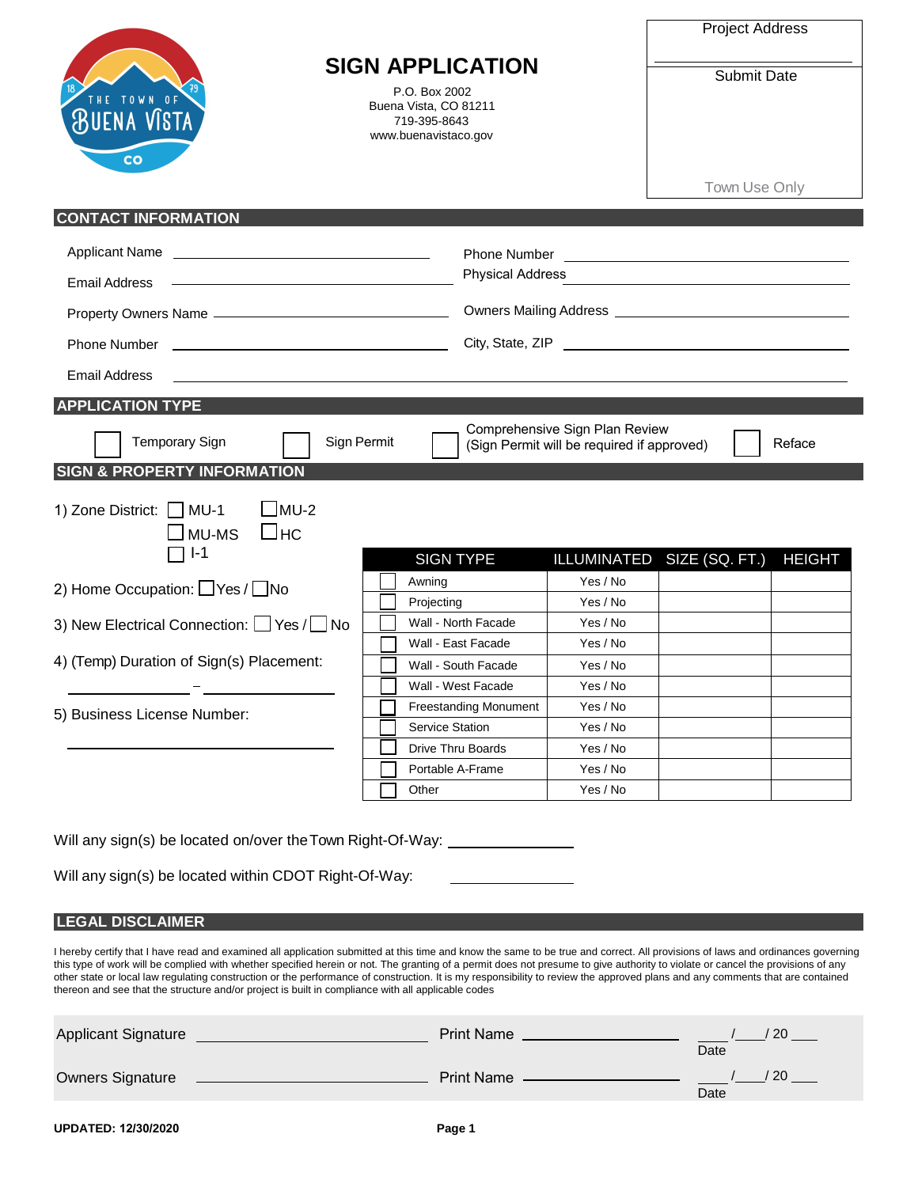# SIGN APPLICATION

P.O. Box 2002
Buena Vista, CO 81211
719-395-8643
www.buenavistaco.gov

| Project Address |
|---|
| Submit Date |
| Town Use Only |

## CONTACT INFORMATION

Applicant Name ____________________ Phone Number ____________________

Email Address ____________________ Physical Address ____________________

Property Owners Name ____________________ Owners Mailing Address ____________________

Phone Number ____________________ City, State, ZIP ____________________

Email Address ____________________

## APPLICATION TYPE

☐ Temporary Sign ☐ Sign Permit ☐ Comprehensive Sign Plan Review (Sign Permit will be required if approved) ☐ Reface

## SIGN & PROPERTY INFORMATION

1) Zone District: ☐ MU-1 ☐ MU-2 ☐ MU-MS ☐ HC ☐ I-1

2) Home Occupation: ☐ Yes / ☐ No

3) New Electrical Connection: ☐ Yes / ☐ No

4) (Temp) Duration of Sign(s) Placement:

__________ - __________

5) Business License Number:

____________________

| SIGN TYPE | ILLUMINATED | SIZE (SQ. FT.) | HEIGHT |
|---|---|---|---|
| ☐ Awning | Yes / No | | |
| ☐ Projecting | Yes / No | | |
| ☐ Wall - North Facade | Yes / No | | |
| ☐ Wall - East Facade | Yes / No | | |
| ☐ Wall - South Facade | Yes / No | | |
| ☐ Wall - West Facade | Yes / No | | |
| ☐ Freestanding Monument | Yes / No | | |
| ☐ Service Station | Yes / No | | |
| ☐ Drive Thru Boards | Yes / No | | |
| ☐ Portable A-Frame | Yes / No | | |
| ☐ Other | Yes / No | | |

Will any sign(s) be located on/over the Town Right-Of-Way: ____________

Will any sign(s) be located within CDOT Right-Of-Way: ____________

## LEGAL DISCLAIMER

I hereby certify that I have read and examined all application submitted at this time and know the same to be true and correct. All provisions of laws and ordinances governing this type of work will be complied with whether specified herein or not. The granting of a permit does not presume to give authority to violate or cancel the provisions of any other state or local law regulating construction or the performance of construction. It is my responsibility to review the approved plans and any comments that are contained thereon and see that the structure and/or project is built in compliance with all applicable codes

Applicant Signature ____________________ Print Name ____________________ ____/____/ 20 ____ Date

Owners Signature ____________________ Print Name ____________________ ____/____/ 20 ____ Date

**UPDATED: 12/30/2020**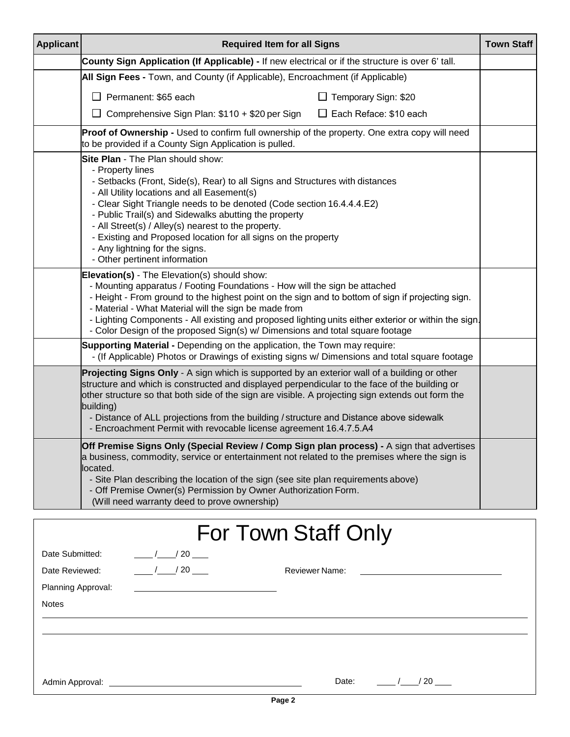| Applicant | Required Item for all Signs | Town Staff |
|---|---|---|
| | **County Sign Application (If Applicable) -** If new electrical or if the structure is over 6' tall. | |
| | **All Sign Fees -** Town, and County (if Applicable), Encroachment (if Applicable)<br>☐ Permanent: $65 each ☐ Temporary Sign: $20<br>☐ Comprehensive Sign Plan: $110 + $20 per Sign ☐ Each Reface: $10 each | |
| | **Proof of Ownership -** Used to confirm full ownership of the property. One extra copy will need to be provided if a County Sign Application is pulled. | |
| | **Site Plan** - The Plan should show:<br>- Property lines<br>- Setbacks (Front, Side(s), Rear) to all Signs and Structures with distances<br>- All Utility locations and all Easement(s)<br>- Clear Sight Triangle needs to be denoted (Code section 16.4.4.4.E2)<br>- Public Trail(s) and Sidewalks abutting the property<br>- All Street(s) / Alley(s) nearest to the property.<br>- Existing and Proposed location for all signs on the property<br>- Any lightning for the signs.<br>- Other pertinent information | |
| | **Elevation(s)** - The Elevation(s) should show:<br>- Mounting apparatus / Footing Foundations - How will the sign be attached<br>- Height - From ground to the highest point on the sign and to bottom of sign if projecting sign.<br>- Material - What Material will the sign be made from<br>- Lighting Components - All existing and proposed lighting units either exterior or within the sign.<br>- Color Design of the proposed Sign(s) w/ Dimensions and total square footage | |
| | **Supporting Material -** Depending on the application, the Town may require:<br>- (If Applicable) Photos or Drawings of existing signs w/ Dimensions and total square footage | |
| | **Projecting Signs Only** - A sign which is supported by an exterior wall of a building or other structure and which is constructed and displayed perpendicular to the face of the building or other structure so that both side of the sign are visible. A projecting sign extends out form the building)<br>- Distance of ALL projections from the building / structure and Distance above sidewalk<br>- Encroachment Permit with revocable license agreement 16.4.7.5.A4 | |
| | **Off Premise Signs Only (Special Review / Comp Sign plan process) -** A sign that advertises a business, commodity, service or entertainment not related to the premises where the sign is located.<br>- Site Plan describing the location of the sign (see site plan requirements above)<br>- Off Premise Owner(s) Permission by Owner Authorization Form.<br>(Will need warranty deed to prove ownership) | |

# For Town Staff Only

Date Submitted: ____ /____/ 20 ___

Date Reviewed: ____ /____/ 20 ___ Reviewer Name: ______________________

Planning Approval: ______________________

Notes

______________________________________________________________________

______________________________________________________________________

Admin Approval: ______________________ Date: ____ /____/ 20 ___